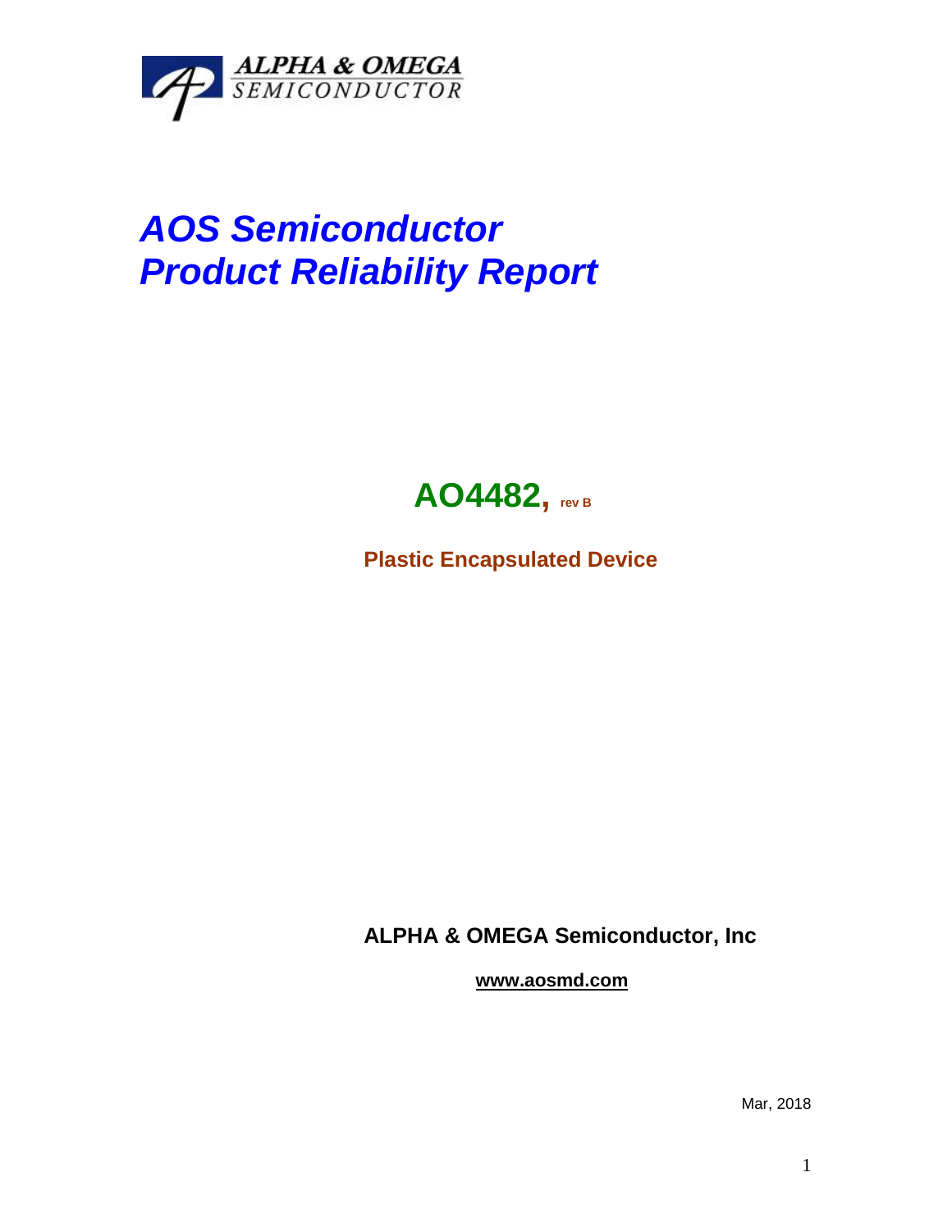ALPHA & OMEGA
SEMICONDUCTOR

# *AOS Semiconductor*
# *Product Reliability Report*

## AO4482, rev B

**Plastic Encapsulated Device**

**ALPHA & OMEGA Semiconductor, Inc**

**www.aosmd.com**

Mar, 2018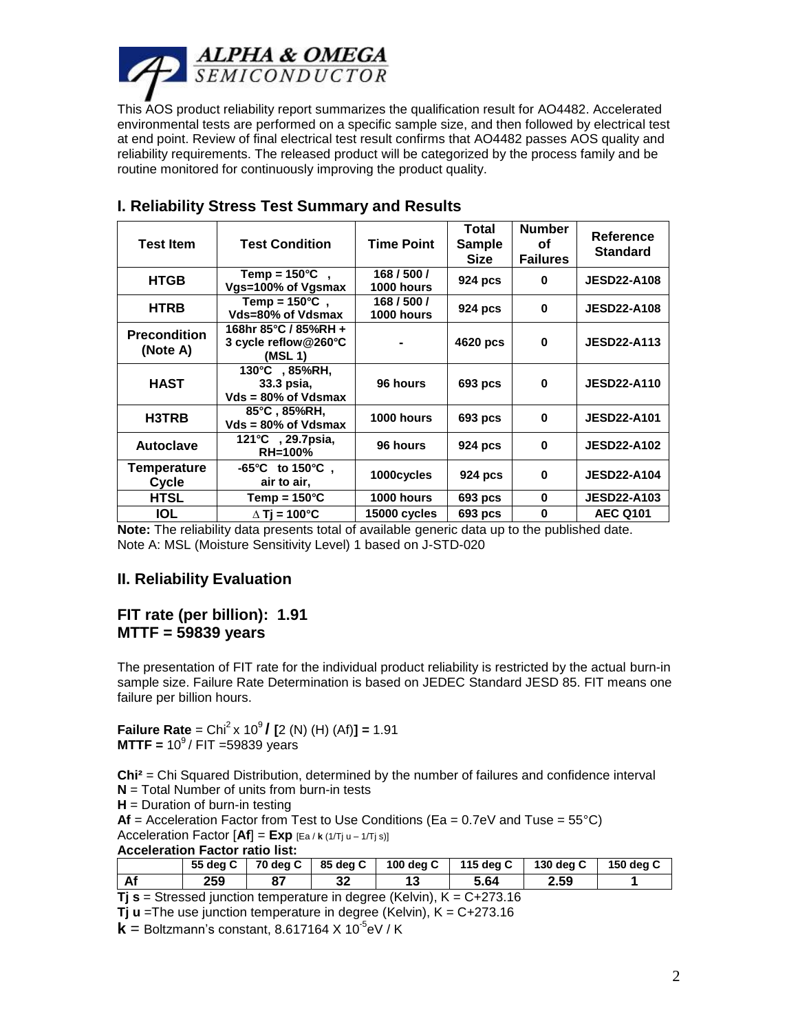This AOS product reliability report summarizes the qualification result for AO4482. Accelerated environmental tests are performed on a specific sample size, and then followed by electrical test at end point. Review of final electrical test result confirms that AO4482 passes AOS quality and reliability requirements. The released product will be categorized by the process family and be routine monitored for continuously improving the product quality.

## I. Reliability Stress Test Summary and Results

| Test Item | Test Condition | Time Point | Total Sample Size | Number of Failures | Reference Standard |
|---|---|---|---|---|---|
| **HTGB** | **Temp = 150°C , Vgs=100% of Vgsmax** | **168 / 500 / 1000 hours** | **924 pcs** | **0** | **JESD22-A108** |
| **HTRB** | **Temp = 150°C , Vds=80% of Vdsmax** | **168 / 500 / 1000 hours** | **924 pcs** | **0** | **JESD22-A108** |
| **Precondition (Note A)** | **168hr 85°C / 85%RH + 3 cycle reflow@260°C (MSL 1)** | **-** | **4620 pcs** | **0** | **JESD22-A113** |
| **HAST** | **130°C , 85%RH, 33.3 psia, Vds = 80% of Vdsmax** | **96 hours** | **693 pcs** | **0** | **JESD22-A110** |
| **H3TRB** | **85°C , 85%RH, Vds = 80% of Vdsmax** | **1000 hours** | **693 pcs** | **0** | **JESD22-A101** |
| **Autoclave** | **121°C , 29.7psia, RH=100%** | **96 hours** | **924 pcs** | **0** | **JESD22-A102** |
| **Temperature Cycle** | **-65°C to 150°C , air to air,** | **1000cycles** | **924 pcs** | **0** | **JESD22-A104** |
| **HTSL** | **Temp = 150°C** | **1000 hours** | **693 pcs** | **0** | **JESD22-A103** |
| **IOL** | **$\Delta$ Tj = 100°C** | **15000 cycles** | **693 pcs** | **0** | **AEC Q101** |

**Note:** The reliability data presents total of available generic data up to the published date.
Note A: MSL (Moisture Sensitivity Level) 1 based on J-STD-020

## II. Reliability Evaluation

### FIT rate (per billion): 1.91
### MTTF = 59839 years

The presentation of FIT rate for the individual product reliability is restricted by the actual burn-in sample size. Failure Rate Determination is based on JEDEC Standard JESD 85. FIT means one failure per billion hours.

**Failure Rate** = $Chi^2 \times 10^9$ **/ [**2 (N) (H) (Af)**] =** 1.91
**MTTF =** $10^9$ / FIT =59839 years

**Chi²** = Chi Squared Distribution, determined by the number of failures and confidence interval
**N** = Total Number of units from burn-in tests
**H** = Duration of burn-in testing
**Af** = Acceleration Factor from Test to Use Conditions (Ea = 0.7eV and Tuse = 55°C)
Acceleration Factor [**Af**] = **Exp** [Ea / **k** (1/Tj u – 1/Tj s)]
**Acceleration Factor ratio list:**

| | 55 deg C | 70 deg C | 85 deg C | 100 deg C | 115 deg C | 130 deg C | 150 deg C |
|---|---|---|---|---|---|---|---|
| **Af** | **259** | **87** | **32** | **13** | **5.64** | **2.59** | **1** |

**Tj s** = Stressed junction temperature in degree (Kelvin), K = C+273.16
**Tj u** =The use junction temperature in degree (Kelvin), K = C+273.16
**k** = Boltzmann's constant, 8.617164 X $10^{-5}$eV / K